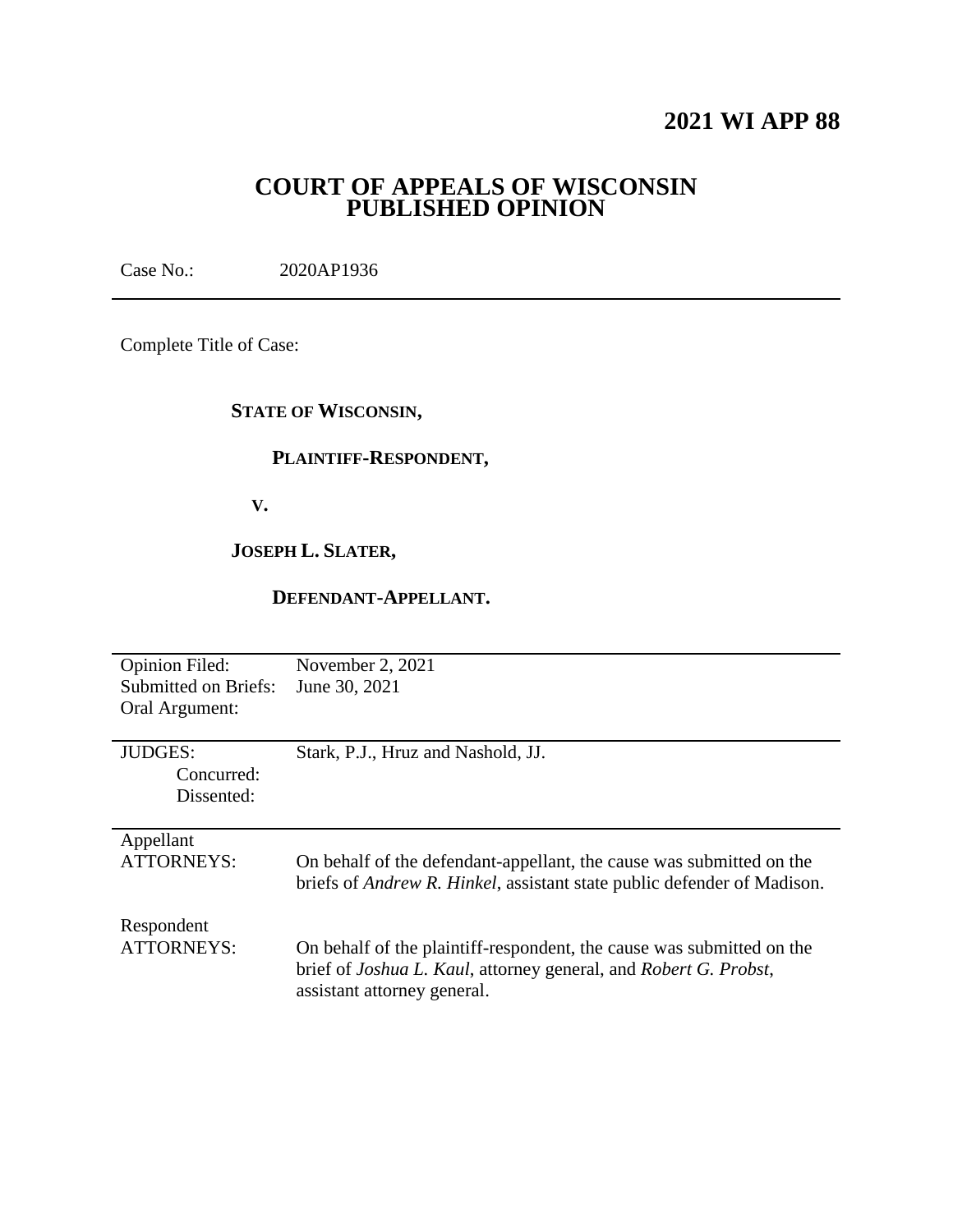# 2021 WI APP 88

## COURT OF APPEALS OF WISCONSIN PUBLISHED OPINION

Case No.: 2020AP1936

---

Complete Title of Case:

**STATE OF WISCONSIN,**

**PLAINTIFF-RESPONDENT,**

**V.**

**JOSEPH L. SLATER,**

**DEFENDANT-APPELLANT.**

---

| | |
|---|---|
| Opinion Filed: | November 2, 2021 |
| Submitted on Briefs: | June 30, 2021 |
| Oral Argument: | |

---

| | |
|---|---|
| JUDGES: | Stark, P.J., Hruz and Nashold, JJ. |
| Concurred: | |
| Dissented: | |

---

| | |
|---|---|
| Appellant ATTORNEYS: | On behalf of the defendant-appellant, the cause was submitted on the briefs of *Andrew R. Hinkel*, assistant state public defender of Madison. |
| Respondent ATTORNEYS: | On behalf of the plaintiff-respondent, the cause was submitted on the brief of *Joshua L. Kaul*, attorney general, and *Robert G. Probst*, assistant attorney general. |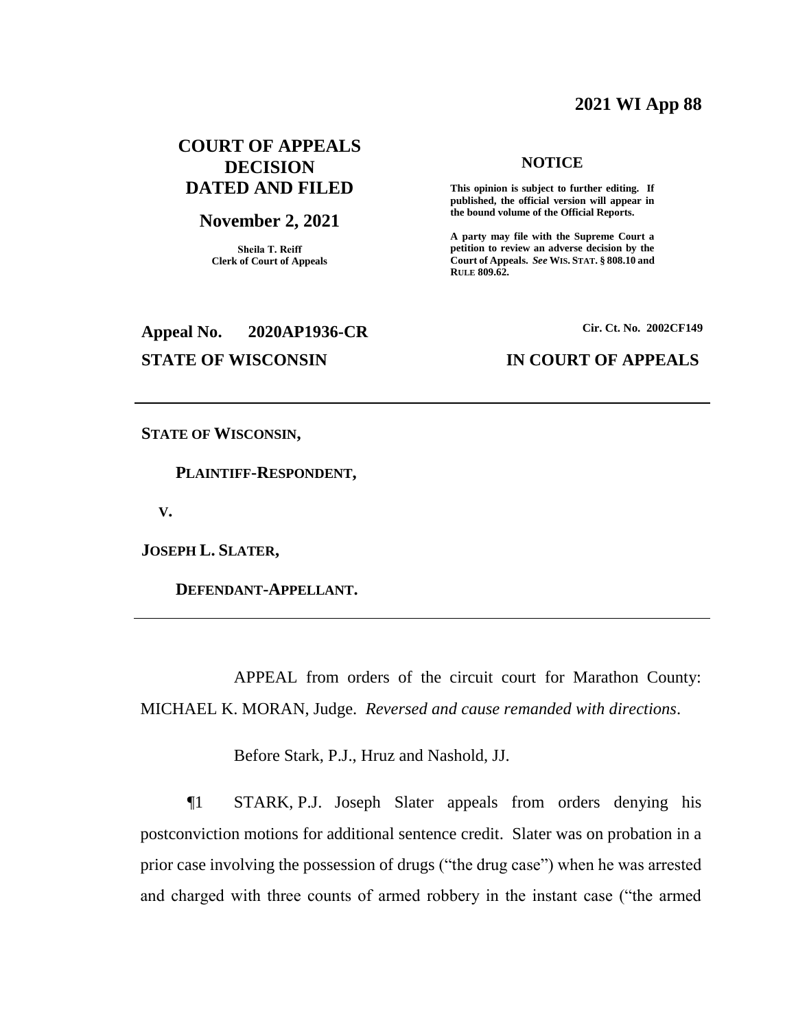**2021 WI App 88**

# COURT OF APPEALS DECISION DATED AND FILED

## November 2, 2021

**Sheila T. Reiff**
**Clerk of Court of Appeals**

**NOTICE**

**This opinion is subject to further editing. If published, the official version will appear in the bound volume of the Official Reports.**

**A party may file with the Supreme Court a petition to review an adverse decision by the Court of Appeals.** ***See*** **WIS. STAT. § 808.10 and RULE 809.62.**

**Appeal No. 2020AP1936-CR** **Cir. Ct. No. 2002CF149**

**STATE OF WISCONSIN** **IN COURT OF APPEALS**

---

**STATE OF WISCONSIN,**

**PLAINTIFF-RESPONDENT,**

**V.**

**JOSEPH L. SLATER,**

**DEFENDANT-APPELLANT.**

---

APPEAL from orders of the circuit court for Marathon County: MICHAEL K. MORAN, Judge. *Reversed and cause remanded with directions*.

Before Stark, P.J., Hruz and Nashold, JJ.

¶1 STARK, P.J. Joseph Slater appeals from orders denying his postconviction motions for additional sentence credit. Slater was on probation in a prior case involving the possession of drugs ("the drug case") when he was arrested and charged with three counts of armed robbery in the instant case ("the armed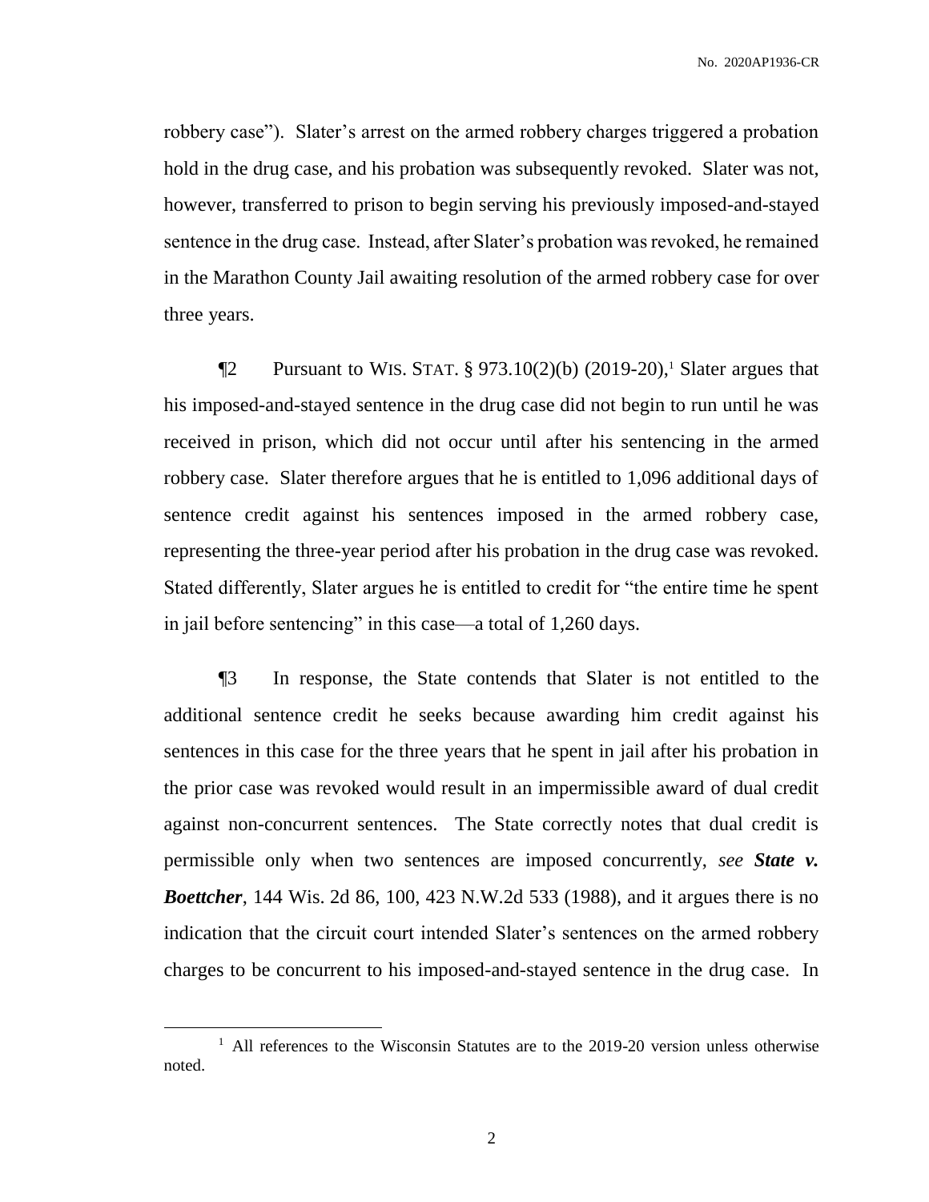robbery case"). Slater's arrest on the armed robbery charges triggered a probation hold in the drug case, and his probation was subsequently revoked. Slater was not, however, transferred to prison to begin serving his previously imposed-and-stayed sentence in the drug case. Instead, after Slater's probation was revoked, he remained in the Marathon County Jail awaiting resolution of the armed robbery case for over three years.

¶2 Pursuant to WIS. STAT. § 973.10(2)(b) (2019-20),[1] Slater argues that his imposed-and-stayed sentence in the drug case did not begin to run until he was received in prison, which did not occur until after his sentencing in the armed robbery case. Slater therefore argues that he is entitled to 1,096 additional days of sentence credit against his sentences imposed in the armed robbery case, representing the three-year period after his probation in the drug case was revoked. Stated differently, Slater argues he is entitled to credit for "the entire time he spent in jail before sentencing" in this case—a total of 1,260 days.

¶3 In response, the State contends that Slater is not entitled to the additional sentence credit he seeks because awarding him credit against his sentences in this case for the three years that he spent in jail after his probation in the prior case was revoked would result in an impermissible award of dual credit against non-concurrent sentences. The State correctly notes that dual credit is permissible only when two sentences are imposed concurrently, *see* ***State v. Boettcher***, 144 Wis. 2d 86, 100, 423 N.W.2d 533 (1988), and it argues there is no indication that the circuit court intended Slater's sentences on the armed robbery charges to be concurrent to his imposed-and-stayed sentence in the drug case. In

[1] All references to the Wisconsin Statutes are to the 2019-20 version unless otherwise noted.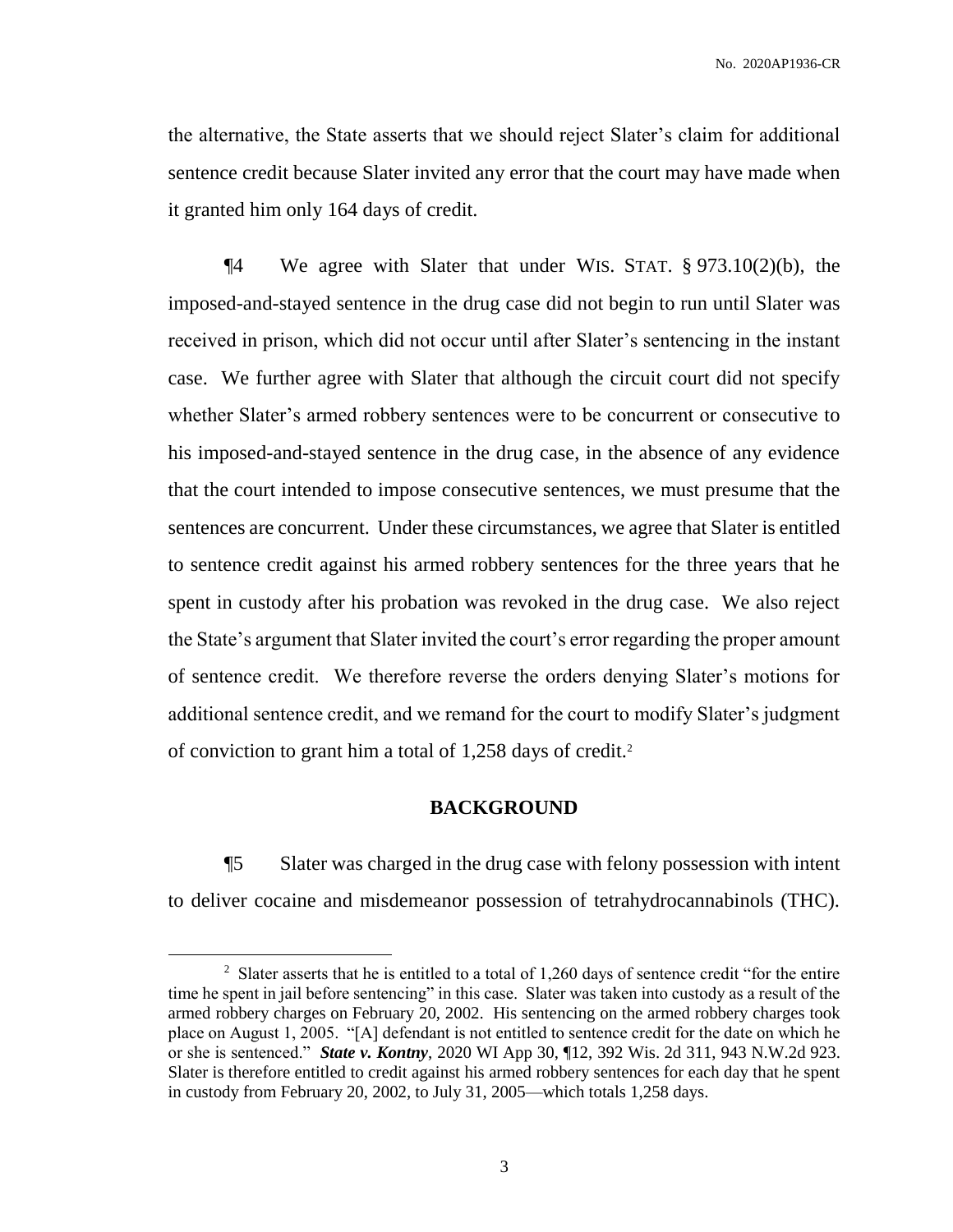the alternative, the State asserts that we should reject Slater's claim for additional sentence credit because Slater invited any error that the court may have made when it granted him only 164 days of credit.

¶4 We agree with Slater that under WIS. STAT. § 973.10(2)(b), the imposed-and-stayed sentence in the drug case did not begin to run until Slater was received in prison, which did not occur until after Slater's sentencing in the instant case. We further agree with Slater that although the circuit court did not specify whether Slater's armed robbery sentences were to be concurrent or consecutive to his imposed-and-stayed sentence in the drug case, in the absence of any evidence that the court intended to impose consecutive sentences, we must presume that the sentences are concurrent. Under these circumstances, we agree that Slater is entitled to sentence credit against his armed robbery sentences for the three years that he spent in custody after his probation was revoked in the drug case. We also reject the State's argument that Slater invited the court's error regarding the proper amount of sentence credit. We therefore reverse the orders denying Slater's motions for additional sentence credit, and we remand for the court to modify Slater's judgment of conviction to grant him a total of 1,258 days of credit.[2]

## BACKGROUND

¶5 Slater was charged in the drug case with felony possession with intent to deliver cocaine and misdemeanor possession of tetrahydrocannabinols (THC).

---

[2] Slater asserts that he is entitled to a total of 1,260 days of sentence credit "for the entire time he spent in jail before sentencing" in this case. Slater was taken into custody as a result of the armed robbery charges on February 20, 2002. His sentencing on the armed robbery charges took place on August 1, 2005. "[A] defendant is not entitled to sentence credit for the date on which he or she is sentenced." ***State v. Kontny***, 2020 WI App 30, ¶12, 392 Wis. 2d 311, 943 N.W.2d 923. Slater is therefore entitled to credit against his armed robbery sentences for each day that he spent in custody from February 20, 2002, to July 31, 2005—which totals 1,258 days.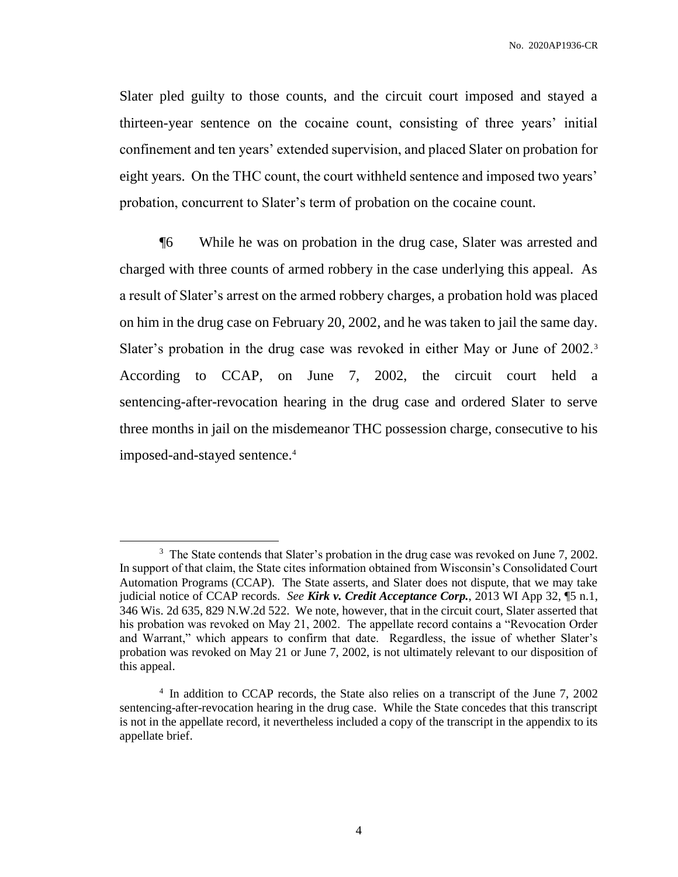Slater pled guilty to those counts, and the circuit court imposed and stayed a thirteen-year sentence on the cocaine count, consisting of three years' initial confinement and ten years' extended supervision, and placed Slater on probation for eight years. On the THC count, the court withheld sentence and imposed two years' probation, concurrent to Slater's term of probation on the cocaine count.

¶6 While he was on probation in the drug case, Slater was arrested and charged with three counts of armed robbery in the case underlying this appeal. As a result of Slater's arrest on the armed robbery charges, a probation hold was placed on him in the drug case on February 20, 2002, and he was taken to jail the same day. Slater's probation in the drug case was revoked in either May or June of 2002.[3] According to CCAP, on June 7, 2002, the circuit court held a sentencing-after-revocation hearing in the drug case and ordered Slater to serve three months in jail on the misdemeanor THC possession charge, consecutive to his imposed-and-stayed sentence.[4]

---

[3] The State contends that Slater's probation in the drug case was revoked on June 7, 2002. In support of that claim, the State cites information obtained from Wisconsin's Consolidated Court Automation Programs (CCAP). The State asserts, and Slater does not dispute, that we may take judicial notice of CCAP records. *See* ***Kirk v. Credit Acceptance Corp.***, 2013 WI App 32, ¶5 n.1, 346 Wis. 2d 635, 829 N.W.2d 522. We note, however, that in the circuit court, Slater asserted that his probation was revoked on May 21, 2002. The appellate record contains a "Revocation Order and Warrant," which appears to confirm that date. Regardless, the issue of whether Slater's probation was revoked on May 21 or June 7, 2002, is not ultimately relevant to our disposition of this appeal.

[4] In addition to CCAP records, the State also relies on a transcript of the June 7, 2002 sentencing-after-revocation hearing in the drug case. While the State concedes that this transcript is not in the appellate record, it nevertheless included a copy of the transcript in the appendix to its appellate brief.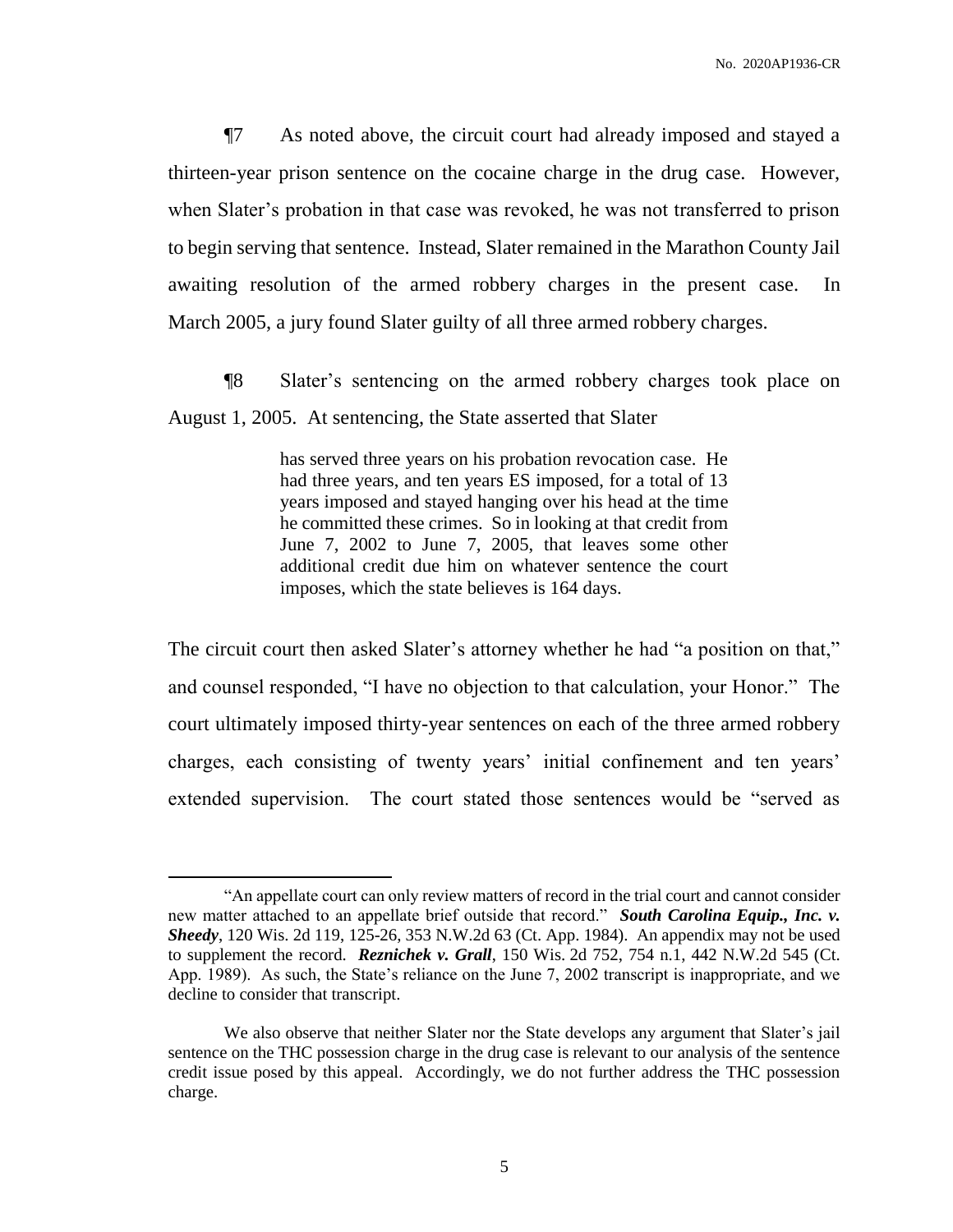¶7 As noted above, the circuit court had already imposed and stayed a thirteen-year prison sentence on the cocaine charge in the drug case. However, when Slater's probation in that case was revoked, he was not transferred to prison to begin serving that sentence. Instead, Slater remained in the Marathon County Jail awaiting resolution of the armed robbery charges in the present case. In March 2005, a jury found Slater guilty of all three armed robbery charges.

¶8 Slater's sentencing on the armed robbery charges took place on August 1, 2005. At sentencing, the State asserted that Slater

> has served three years on his probation revocation case. He had three years, and ten years ES imposed, for a total of 13 years imposed and stayed hanging over his head at the time he committed these crimes. So in looking at that credit from June 7, 2002 to June 7, 2005, that leaves some other additional credit due him on whatever sentence the court imposes, which the state believes is 164 days.

The circuit court then asked Slater's attorney whether he had "a position on that," and counsel responded, "I have no objection to that calculation, your Honor." The court ultimately imposed thirty-year sentences on each of the three armed robbery charges, each consisting of twenty years' initial confinement and ten years' extended supervision. The court stated those sentences would be "served as

---

"An appellate court can only review matters of record in the trial court and cannot consider new matter attached to an appellate brief outside that record." ***South Carolina Equip., Inc. v. Sheedy***, 120 Wis. 2d 119, 125-26, 353 N.W.2d 63 (Ct. App. 1984). An appendix may not be used to supplement the record. ***Reznichek v. Grall***, 150 Wis. 2d 752, 754 n.1, 442 N.W.2d 545 (Ct. App. 1989). As such, the State's reliance on the June 7, 2002 transcript is inappropriate, and we decline to consider that transcript.

We also observe that neither Slater nor the State develops any argument that Slater's jail sentence on the THC possession charge in the drug case is relevant to our analysis of the sentence credit issue posed by this appeal. Accordingly, we do not further address the THC possession charge.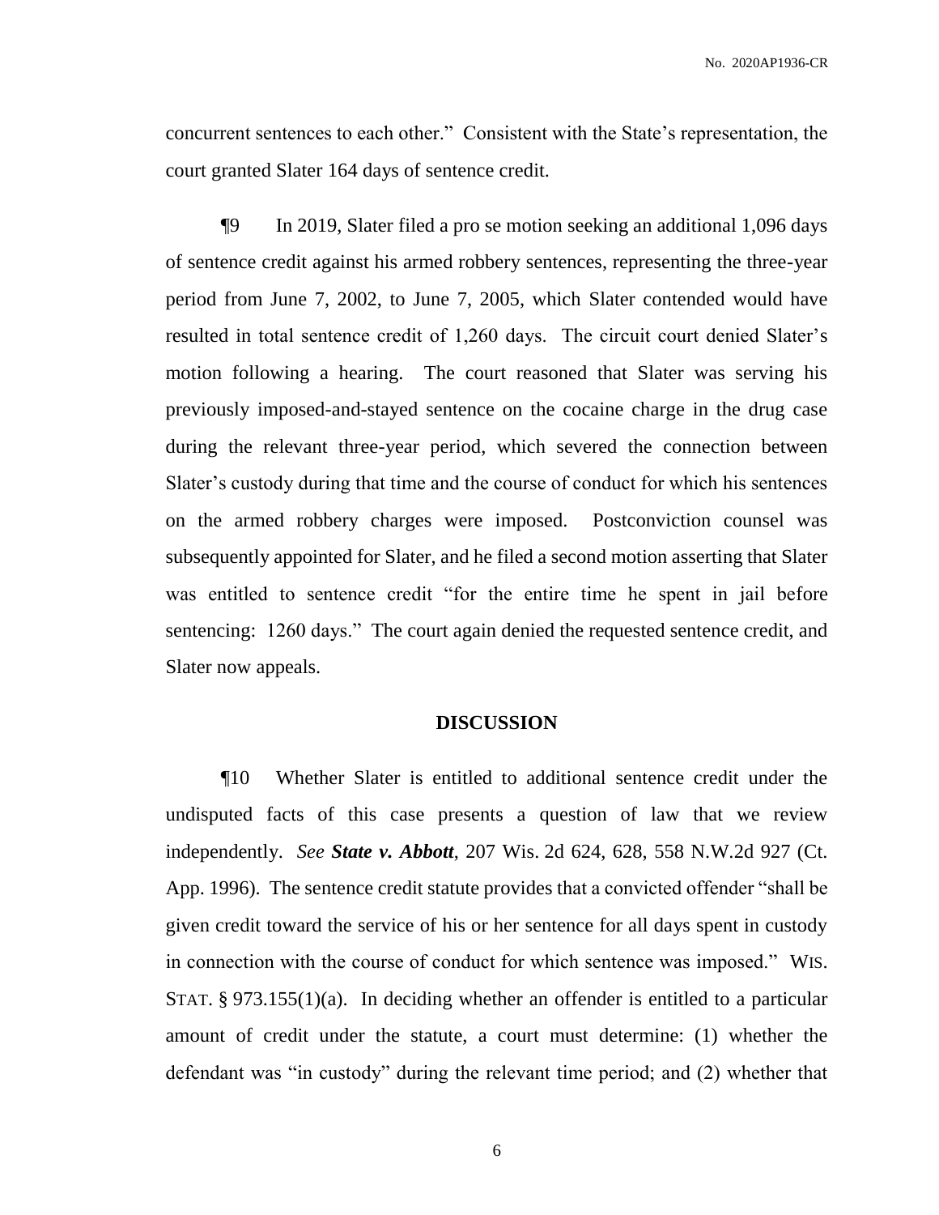concurrent sentences to each other." Consistent with the State's representation, the court granted Slater 164 days of sentence credit.

¶9 In 2019, Slater filed a pro se motion seeking an additional 1,096 days of sentence credit against his armed robbery sentences, representing the three-year period from June 7, 2002, to June 7, 2005, which Slater contended would have resulted in total sentence credit of 1,260 days. The circuit court denied Slater's motion following a hearing. The court reasoned that Slater was serving his previously imposed-and-stayed sentence on the cocaine charge in the drug case during the relevant three-year period, which severed the connection between Slater's custody during that time and the course of conduct for which his sentences on the armed robbery charges were imposed. Postconviction counsel was subsequently appointed for Slater, and he filed a second motion asserting that Slater was entitled to sentence credit "for the entire time he spent in jail before sentencing: 1260 days." The court again denied the requested sentence credit, and Slater now appeals.

## DISCUSSION

¶10 Whether Slater is entitled to additional sentence credit under the undisputed facts of this case presents a question of law that we review independently. *See* ***State v. Abbott***, 207 Wis. 2d 624, 628, 558 N.W.2d 927 (Ct. App. 1996). The sentence credit statute provides that a convicted offender "shall be given credit toward the service of his or her sentence for all days spent in custody in connection with the course of conduct for which sentence was imposed." WIS. STAT. § 973.155(1)(a). In deciding whether an offender is entitled to a particular amount of credit under the statute, a court must determine: (1) whether the defendant was "in custody" during the relevant time period; and (2) whether that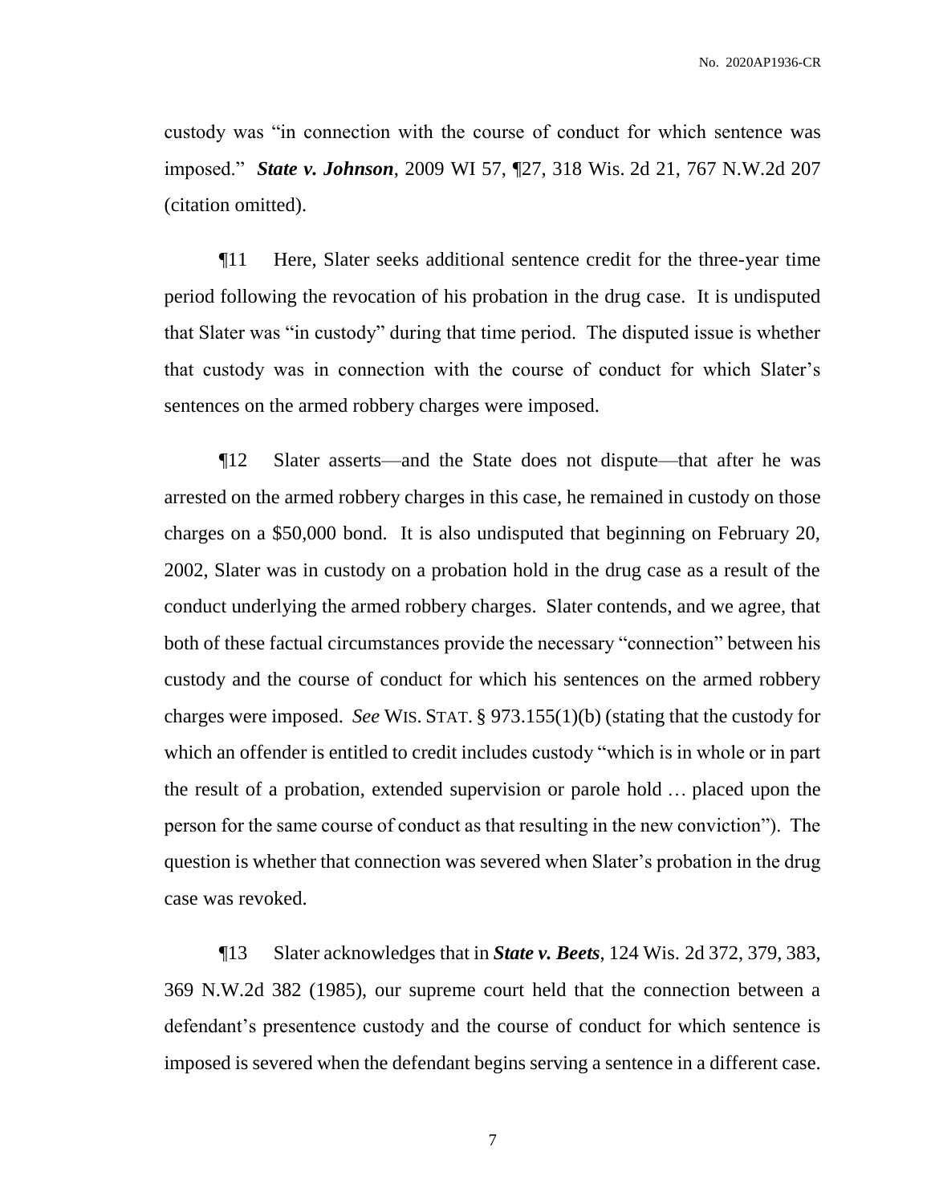custody was "in connection with the course of conduct for which sentence was imposed." ***State v. Johnson***, 2009 WI 57, ¶27, 318 Wis. 2d 21, 767 N.W.2d 207 (citation omitted).

¶11 Here, Slater seeks additional sentence credit for the three-year time period following the revocation of his probation in the drug case. It is undisputed that Slater was "in custody" during that time period. The disputed issue is whether that custody was in connection with the course of conduct for which Slater's sentences on the armed robbery charges were imposed.

¶12 Slater asserts—and the State does not dispute—that after he was arrested on the armed robbery charges in this case, he remained in custody on those charges on a $50,000 bond. It is also undisputed that beginning on February 20, 2002, Slater was in custody on a probation hold in the drug case as a result of the conduct underlying the armed robbery charges. Slater contends, and we agree, that both of these factual circumstances provide the necessary "connection" between his custody and the course of conduct for which his sentences on the armed robbery charges were imposed. *See* WIS. STAT. § 973.155(1)(b) (stating that the custody for which an offender is entitled to credit includes custody "which is in whole or in part the result of a probation, extended supervision or parole hold … placed upon the person for the same course of conduct as that resulting in the new conviction"). The question is whether that connection was severed when Slater's probation in the drug case was revoked.

¶13 Slater acknowledges that in ***State v. Beets***, 124 Wis. 2d 372, 379, 383, 369 N.W.2d 382 (1985), our supreme court held that the connection between a defendant's presentence custody and the course of conduct for which sentence is imposed is severed when the defendant begins serving a sentence in a different case.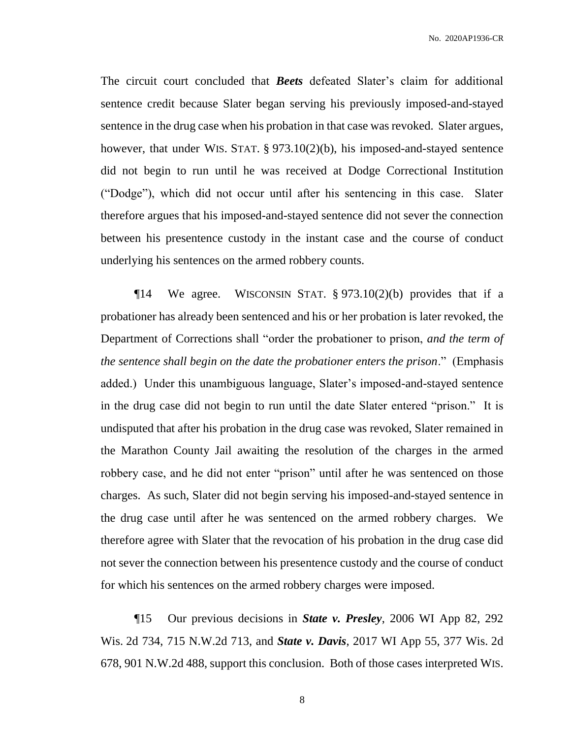The circuit court concluded that ***Beets*** defeated Slater's claim for additional sentence credit because Slater began serving his previously imposed-and-stayed sentence in the drug case when his probation in that case was revoked. Slater argues, however, that under WIS. STAT. § 973.10(2)(b), his imposed-and-stayed sentence did not begin to run until he was received at Dodge Correctional Institution ("Dodge"), which did not occur until after his sentencing in this case. Slater therefore argues that his imposed-and-stayed sentence did not sever the connection between his presentence custody in the instant case and the course of conduct underlying his sentences on the armed robbery counts.

¶14 We agree. WISCONSIN STAT. § 973.10(2)(b) provides that if a probationer has already been sentenced and his or her probation is later revoked, the Department of Corrections shall "order the probationer to prison, *and the term of the sentence shall begin on the date the probationer enters the prison*." (Emphasis added.) Under this unambiguous language, Slater's imposed-and-stayed sentence in the drug case did not begin to run until the date Slater entered "prison." It is undisputed that after his probation in the drug case was revoked, Slater remained in the Marathon County Jail awaiting the resolution of the charges in the armed robbery case, and he did not enter "prison" until after he was sentenced on those charges. As such, Slater did not begin serving his imposed-and-stayed sentence in the drug case until after he was sentenced on the armed robbery charges. We therefore agree with Slater that the revocation of his probation in the drug case did not sever the connection between his presentence custody and the course of conduct for which his sentences on the armed robbery charges were imposed.

¶15 Our previous decisions in ***State v. Presley***, 2006 WI App 82, 292 Wis. 2d 734, 715 N.W.2d 713, and ***State v. Davis***, 2017 WI App 55, 377 Wis. 2d 678, 901 N.W.2d 488, support this conclusion. Both of those cases interpreted WIS.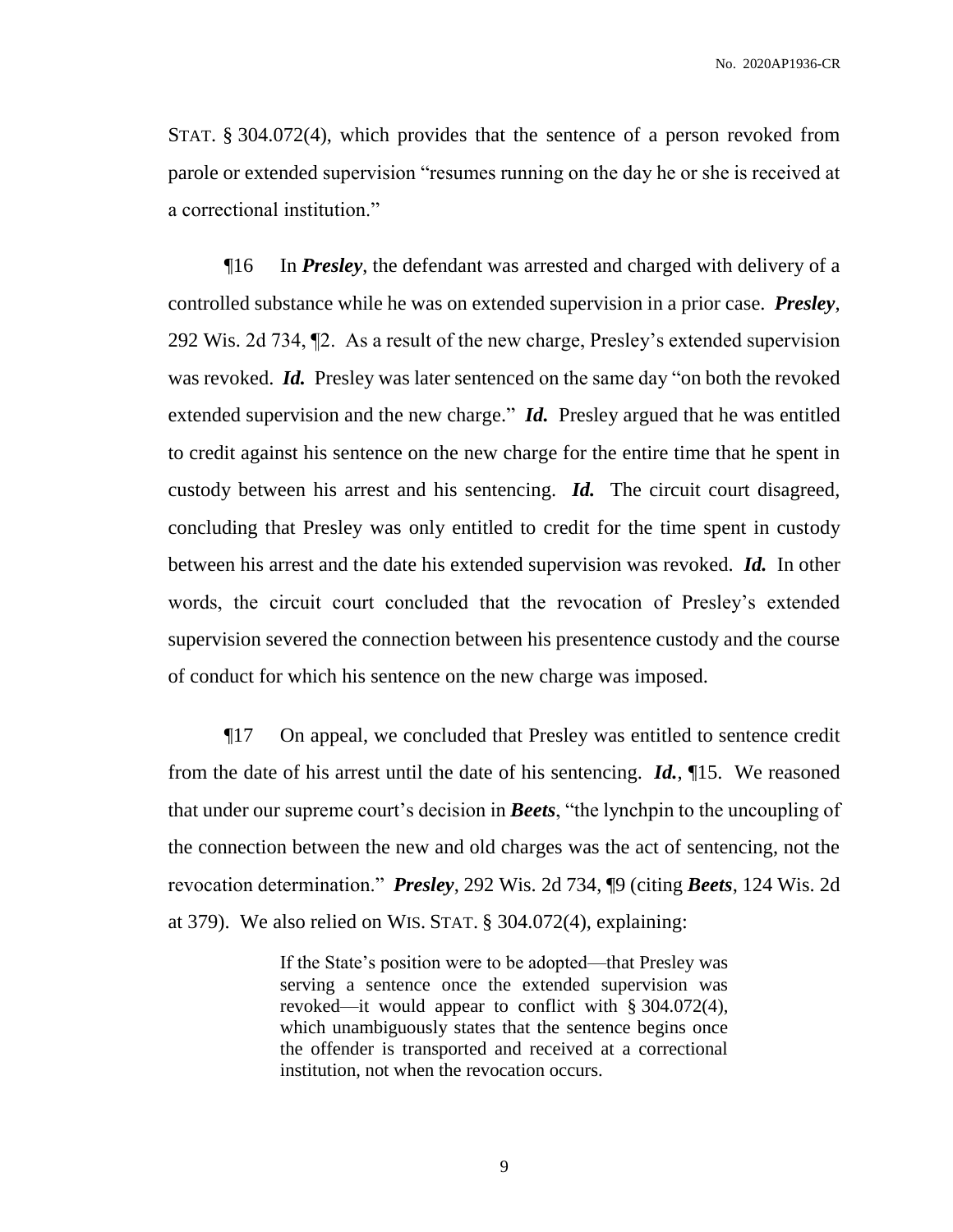STAT. § 304.072(4), which provides that the sentence of a person revoked from parole or extended supervision "resumes running on the day he or she is received at a correctional institution."

¶16 In ***Presley***, the defendant was arrested and charged with delivery of a controlled substance while he was on extended supervision in a prior case. ***Presley***, 292 Wis. 2d 734, ¶2. As a result of the new charge, Presley's extended supervision was revoked. ***Id.*** Presley was later sentenced on the same day "on both the revoked extended supervision and the new charge." ***Id.*** Presley argued that he was entitled to credit against his sentence on the new charge for the entire time that he spent in custody between his arrest and his sentencing. ***Id.*** The circuit court disagreed, concluding that Presley was only entitled to credit for the time spent in custody between his arrest and the date his extended supervision was revoked. ***Id.*** In other words, the circuit court concluded that the revocation of Presley's extended supervision severed the connection between his presentence custody and the course of conduct for which his sentence on the new charge was imposed.

¶17 On appeal, we concluded that Presley was entitled to sentence credit from the date of his arrest until the date of his sentencing. ***Id.***, ¶15. We reasoned that under our supreme court's decision in ***Beets***, "the lynchpin to the uncoupling of the connection between the new and old charges was the act of sentencing, not the revocation determination." ***Presley***, 292 Wis. 2d 734, ¶9 (citing ***Beets***, 124 Wis. 2d at 379). We also relied on WIS. STAT. § 304.072(4), explaining:

> If the State's position were to be adopted—that Presley was serving a sentence once the extended supervision was revoked—it would appear to conflict with § 304.072(4), which unambiguously states that the sentence begins once the offender is transported and received at a correctional institution, not when the revocation occurs.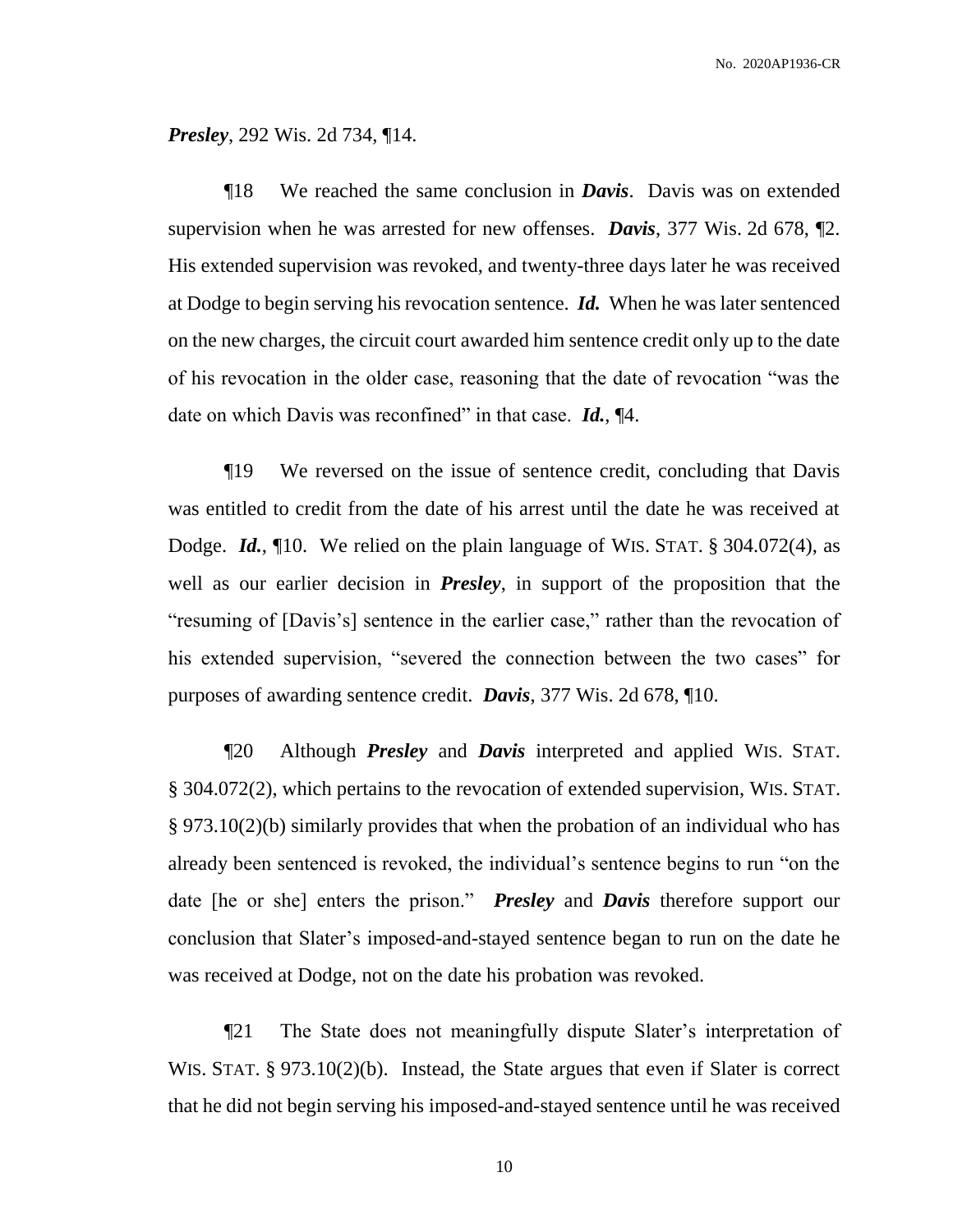***Presley***, 292 Wis. 2d 734, ¶14.

¶18 We reached the same conclusion in ***Davis***. Davis was on extended supervision when he was arrested for new offenses. ***Davis***, 377 Wis. 2d 678, ¶2. His extended supervision was revoked, and twenty-three days later he was received at Dodge to begin serving his revocation sentence. ***Id.*** When he was later sentenced on the new charges, the circuit court awarded him sentence credit only up to the date of his revocation in the older case, reasoning that the date of revocation "was the date on which Davis was reconfined" in that case. ***Id.***, ¶4.

¶19 We reversed on the issue of sentence credit, concluding that Davis was entitled to credit from the date of his arrest until the date he was received at Dodge. ***Id.***, ¶10. We relied on the plain language of WIS. STAT. § 304.072(4), as well as our earlier decision in ***Presley***, in support of the proposition that the "resuming of [Davis's] sentence in the earlier case," rather than the revocation of his extended supervision, "severed the connection between the two cases" for purposes of awarding sentence credit. ***Davis***, 377 Wis. 2d 678, ¶10.

¶20 Although ***Presley*** and ***Davis*** interpreted and applied WIS. STAT. § 304.072(2), which pertains to the revocation of extended supervision, WIS. STAT. § 973.10(2)(b) similarly provides that when the probation of an individual who has already been sentenced is revoked, the individual's sentence begins to run "on the date [he or she] enters the prison." ***Presley*** and ***Davis*** therefore support our conclusion that Slater's imposed-and-stayed sentence began to run on the date he was received at Dodge, not on the date his probation was revoked.

¶21 The State does not meaningfully dispute Slater's interpretation of WIS. STAT. § 973.10(2)(b). Instead, the State argues that even if Slater is correct that he did not begin serving his imposed-and-stayed sentence until he was received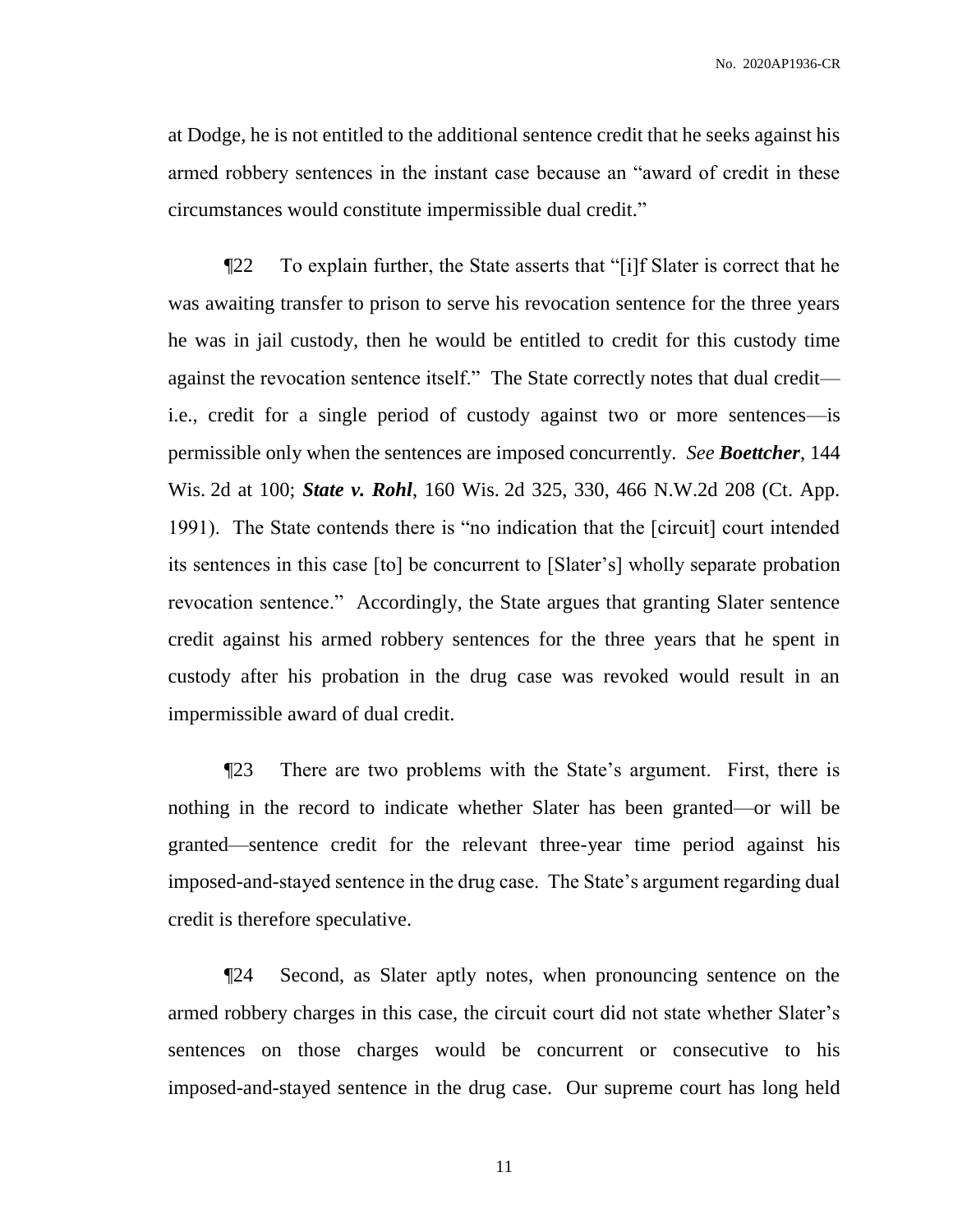at Dodge, he is not entitled to the additional sentence credit that he seeks against his armed robbery sentences in the instant case because an "award of credit in these circumstances would constitute impermissible dual credit."

¶22 To explain further, the State asserts that "[i]f Slater is correct that he was awaiting transfer to prison to serve his revocation sentence for the three years he was in jail custody, then he would be entitled to credit for this custody time against the revocation sentence itself." The State correctly notes that dual credit—i.e., credit for a single period of custody against two or more sentences—is permissible only when the sentences are imposed concurrently. *See* ***Boettcher***, 144 Wis. 2d at 100; ***State v. Rohl***, 160 Wis. 2d 325, 330, 466 N.W.2d 208 (Ct. App. 1991). The State contends there is "no indication that the [circuit] court intended its sentences in this case [to] be concurrent to [Slater's] wholly separate probation revocation sentence." Accordingly, the State argues that granting Slater sentence credit against his armed robbery sentences for the three years that he spent in custody after his probation in the drug case was revoked would result in an impermissible award of dual credit.

¶23 There are two problems with the State's argument. First, there is nothing in the record to indicate whether Slater has been granted—or will be granted—sentence credit for the relevant three-year time period against his imposed-and-stayed sentence in the drug case. The State's argument regarding dual credit is therefore speculative.

¶24 Second, as Slater aptly notes, when pronouncing sentence on the armed robbery charges in this case, the circuit court did not state whether Slater's sentences on those charges would be concurrent or consecutive to his imposed-and-stayed sentence in the drug case. Our supreme court has long held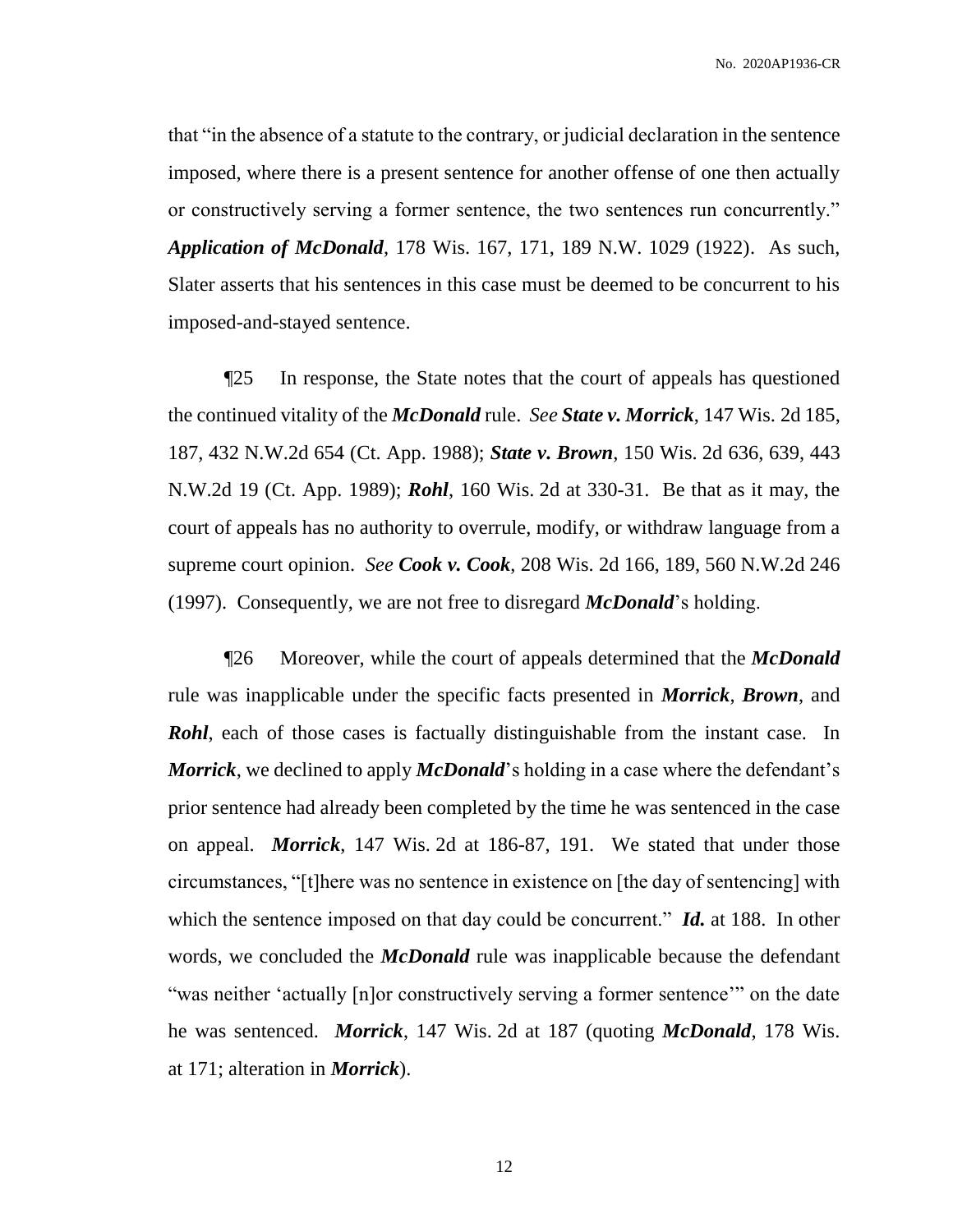that "in the absence of a statute to the contrary, or judicial declaration in the sentence imposed, where there is a present sentence for another offense of one then actually or constructively serving a former sentence, the two sentences run concurrently." ***Application of McDonald***, 178 Wis. 167, 171, 189 N.W. 1029 (1922). As such, Slater asserts that his sentences in this case must be deemed to be concurrent to his imposed-and-stayed sentence.

¶25 In response, the State notes that the court of appeals has questioned the continued vitality of the ***McDonald*** rule. *See* ***State v. Morrick***, 147 Wis. 2d 185, 187, 432 N.W.2d 654 (Ct. App. 1988); ***State v. Brown***, 150 Wis. 2d 636, 639, 443 N.W.2d 19 (Ct. App. 1989); ***Rohl***, 160 Wis. 2d at 330-31. Be that as it may, the court of appeals has no authority to overrule, modify, or withdraw language from a supreme court opinion. *See* ***Cook v. Cook***, 208 Wis. 2d 166, 189, 560 N.W.2d 246 (1997). Consequently, we are not free to disregard ***McDonald***'s holding.

¶26 Moreover, while the court of appeals determined that the ***McDonald*** rule was inapplicable under the specific facts presented in ***Morrick***, ***Brown***, and ***Rohl***, each of those cases is factually distinguishable from the instant case. In ***Morrick***, we declined to apply ***McDonald***'s holding in a case where the defendant's prior sentence had already been completed by the time he was sentenced in the case on appeal. ***Morrick***, 147 Wis. 2d at 186-87, 191. We stated that under those circumstances, "[t]here was no sentence in existence on [the day of sentencing] with which the sentence imposed on that day could be concurrent." ***Id.*** at 188. In other words, we concluded the ***McDonald*** rule was inapplicable because the defendant "was neither 'actually [n]or constructively serving a former sentence'" on the date he was sentenced. ***Morrick***, 147 Wis. 2d at 187 (quoting ***McDonald***, 178 Wis. at 171; alteration in ***Morrick***).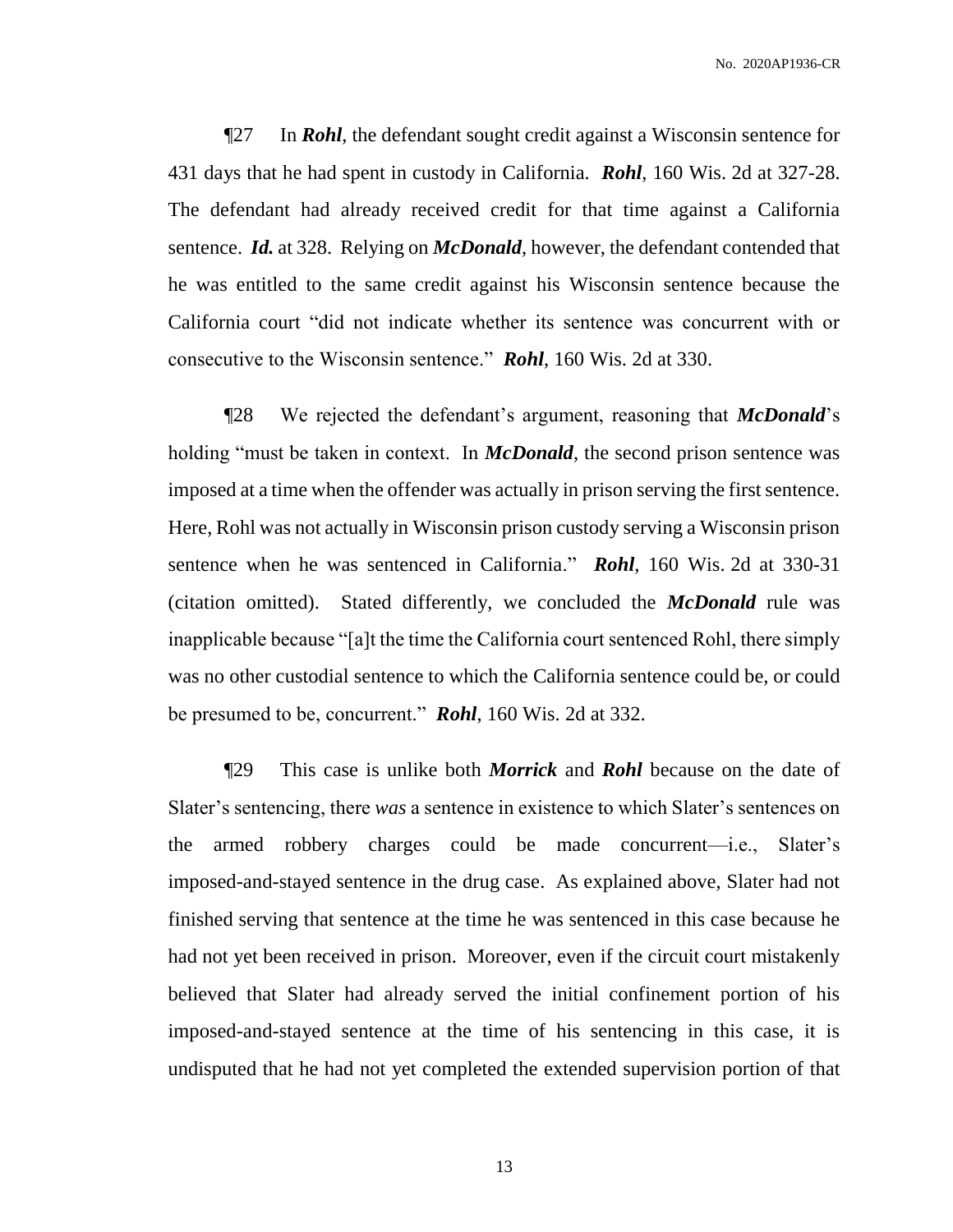¶27 In ***Rohl***, the defendant sought credit against a Wisconsin sentence for 431 days that he had spent in custody in California. ***Rohl***, 160 Wis. 2d at 327-28. The defendant had already received credit for that time against a California sentence. ***Id.*** at 328. Relying on ***McDonald***, however, the defendant contended that he was entitled to the same credit against his Wisconsin sentence because the California court "did not indicate whether its sentence was concurrent with or consecutive to the Wisconsin sentence." ***Rohl***, 160 Wis. 2d at 330.

¶28 We rejected the defendant's argument, reasoning that ***McDonald***'s holding "must be taken in context. In ***McDonald***, the second prison sentence was imposed at a time when the offender was actually in prison serving the first sentence. Here, Rohl was not actually in Wisconsin prison custody serving a Wisconsin prison sentence when he was sentenced in California." ***Rohl***, 160 Wis. 2d at 330-31 (citation omitted). Stated differently, we concluded the ***McDonald*** rule was inapplicable because "[a]t the time the California court sentenced Rohl, there simply was no other custodial sentence to which the California sentence could be, or could be presumed to be, concurrent." ***Rohl***, 160 Wis. 2d at 332.

¶29 This case is unlike both ***Morrick*** and ***Rohl*** because on the date of Slater's sentencing, there *was* a sentence in existence to which Slater's sentences on the armed robbery charges could be made concurrent—i.e., Slater's imposed-and-stayed sentence in the drug case. As explained above, Slater had not finished serving that sentence at the time he was sentenced in this case because he had not yet been received in prison. Moreover, even if the circuit court mistakenly believed that Slater had already served the initial confinement portion of his imposed-and-stayed sentence at the time of his sentencing in this case, it is undisputed that he had not yet completed the extended supervision portion of that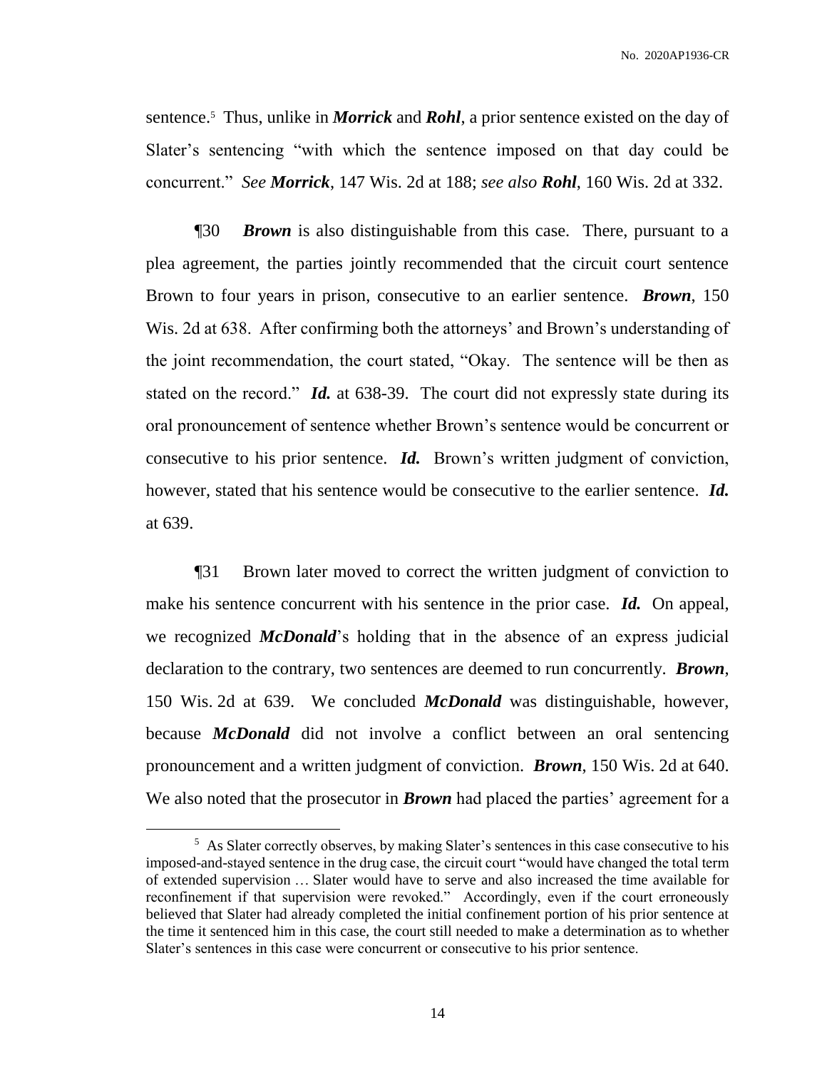sentence.[5] Thus, unlike in ***Morrick*** and ***Rohl***, a prior sentence existed on the day of Slater's sentencing "with which the sentence imposed on that day could be concurrent." *See* ***Morrick***, 147 Wis. 2d at 188; *see also* ***Rohl***, 160 Wis. 2d at 332.

¶30 ***Brown*** is also distinguishable from this case. There, pursuant to a plea agreement, the parties jointly recommended that the circuit court sentence Brown to four years in prison, consecutive to an earlier sentence. ***Brown***, 150 Wis. 2d at 638. After confirming both the attorneys' and Brown's understanding of the joint recommendation, the court stated, "Okay. The sentence will be then as stated on the record." ***Id.*** at 638-39. The court did not expressly state during its oral pronouncement of sentence whether Brown's sentence would be concurrent or consecutive to his prior sentence. ***Id.*** Brown's written judgment of conviction, however, stated that his sentence would be consecutive to the earlier sentence. ***Id.*** at 639.

¶31 Brown later moved to correct the written judgment of conviction to make his sentence concurrent with his sentence in the prior case. ***Id.*** On appeal, we recognized ***McDonald***'s holding that in the absence of an express judicial declaration to the contrary, two sentences are deemed to run concurrently. ***Brown***, 150 Wis. 2d at 639. We concluded ***McDonald*** was distinguishable, however, because ***McDonald*** did not involve a conflict between an oral sentencing pronouncement and a written judgment of conviction. ***Brown***, 150 Wis. 2d at 640. We also noted that the prosecutor in ***Brown*** had placed the parties' agreement for a

---

[5] As Slater correctly observes, by making Slater's sentences in this case consecutive to his imposed-and-stayed sentence in the drug case, the circuit court "would have changed the total term of extended supervision … Slater would have to serve and also increased the time available for reconfinement if that supervision were revoked." Accordingly, even if the court erroneously believed that Slater had already completed the initial confinement portion of his prior sentence at the time it sentenced him in this case, the court still needed to make a determination as to whether Slater's sentences in this case were concurrent or consecutive to his prior sentence.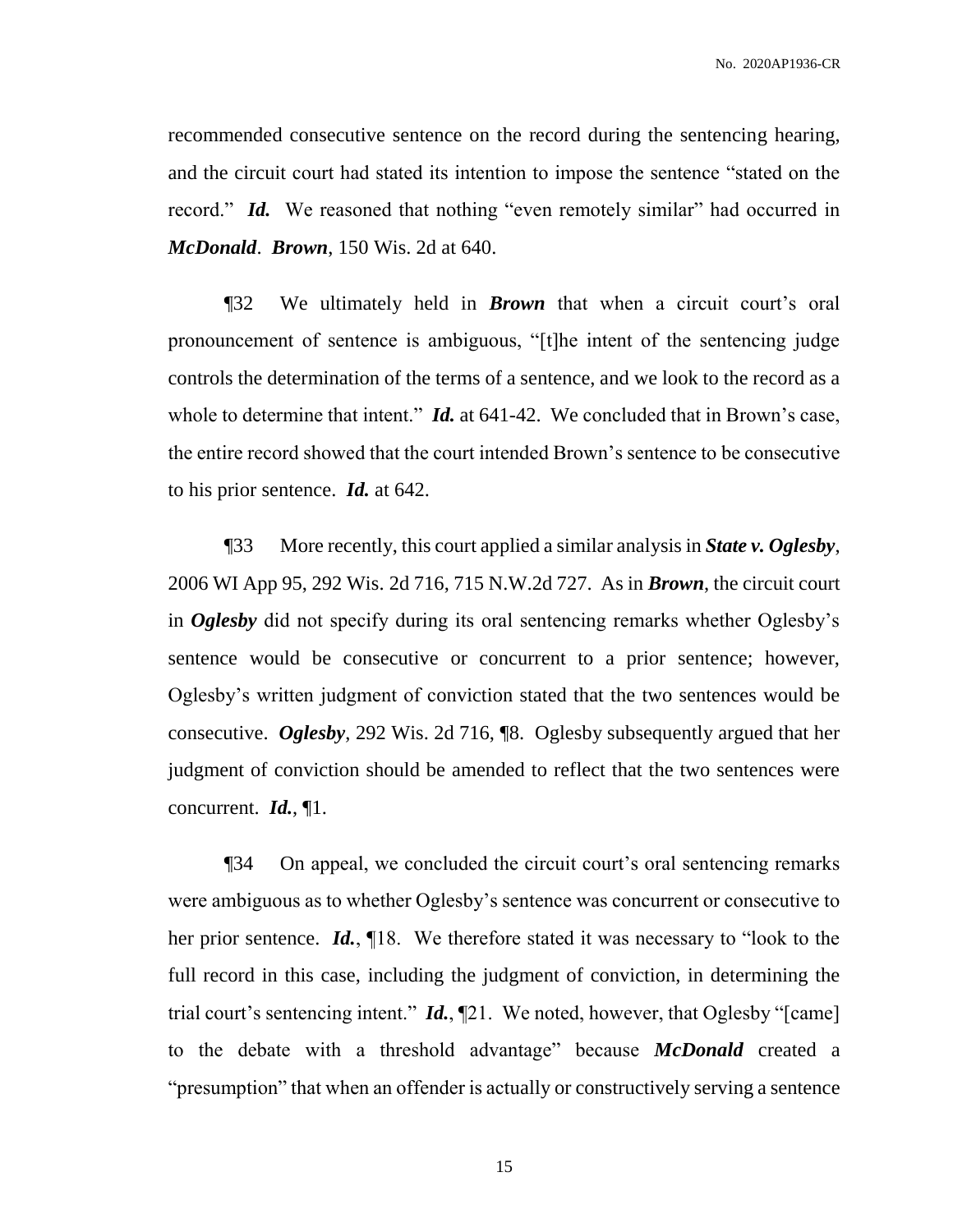recommended consecutive sentence on the record during the sentencing hearing, and the circuit court had stated its intention to impose the sentence "stated on the record." ***Id.*** We reasoned that nothing "even remotely similar" had occurred in ***McDonald***. ***Brown***, 150 Wis. 2d at 640.

¶32 We ultimately held in ***Brown*** that when a circuit court's oral pronouncement of sentence is ambiguous, "[t]he intent of the sentencing judge controls the determination of the terms of a sentence, and we look to the record as a whole to determine that intent." ***Id.*** at 641-42. We concluded that in Brown's case, the entire record showed that the court intended Brown's sentence to be consecutive to his prior sentence. ***Id.*** at 642.

¶33 More recently, this court applied a similar analysis in ***State v. Oglesby***, 2006 WI App 95, 292 Wis. 2d 716, 715 N.W.2d 727. As in ***Brown***, the circuit court in ***Oglesby*** did not specify during its oral sentencing remarks whether Oglesby's sentence would be consecutive or concurrent to a prior sentence; however, Oglesby's written judgment of conviction stated that the two sentences would be consecutive. ***Oglesby***, 292 Wis. 2d 716, ¶8. Oglesby subsequently argued that her judgment of conviction should be amended to reflect that the two sentences were concurrent. ***Id.***, ¶1.

¶34 On appeal, we concluded the circuit court's oral sentencing remarks were ambiguous as to whether Oglesby's sentence was concurrent or consecutive to her prior sentence. ***Id.***, ¶18. We therefore stated it was necessary to "look to the full record in this case, including the judgment of conviction, in determining the trial court's sentencing intent." ***Id.***, ¶21. We noted, however, that Oglesby "[came] to the debate with a threshold advantage" because ***McDonald*** created a "presumption" that when an offender is actually or constructively serving a sentence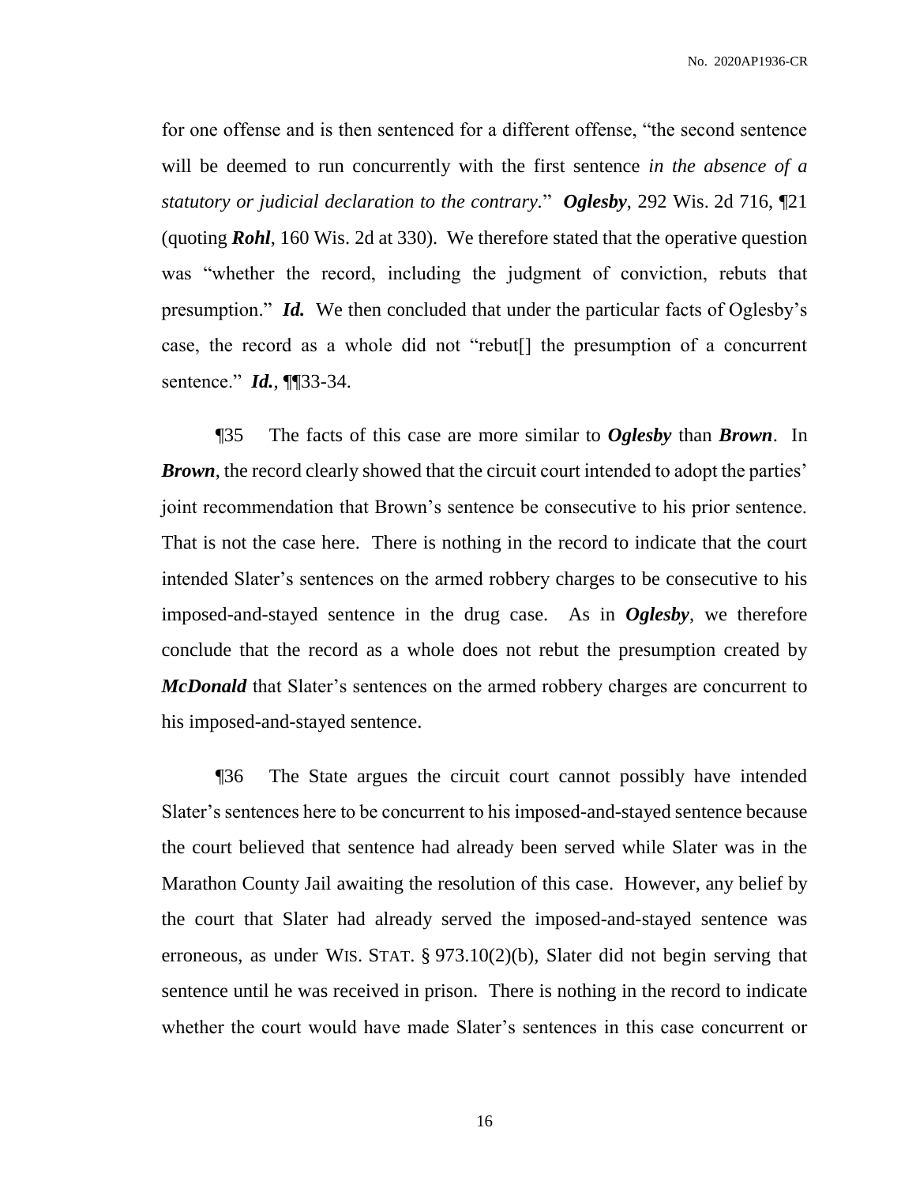for one offense and is then sentenced for a different offense, "the second sentence will be deemed to run concurrently with the first sentence *in the absence of a statutory or judicial declaration to the contrary.*" ***Oglesby***, 292 Wis. 2d 716, ¶21 (quoting ***Rohl***, 160 Wis. 2d at 330). We therefore stated that the operative question was "whether the record, including the judgment of conviction, rebuts that presumption." ***Id.*** We then concluded that under the particular facts of Oglesby's case, the record as a whole did not "rebut[] the presumption of a concurrent sentence." ***Id.***, ¶¶33-34.

¶35 The facts of this case are more similar to ***Oglesby*** than ***Brown***. In ***Brown***, the record clearly showed that the circuit court intended to adopt the parties' joint recommendation that Brown's sentence be consecutive to his prior sentence. That is not the case here. There is nothing in the record to indicate that the court intended Slater's sentences on the armed robbery charges to be consecutive to his imposed-and-stayed sentence in the drug case. As in ***Oglesby***, we therefore conclude that the record as a whole does not rebut the presumption created by ***McDonald*** that Slater's sentences on the armed robbery charges are concurrent to his imposed-and-stayed sentence.

¶36 The State argues the circuit court cannot possibly have intended Slater's sentences here to be concurrent to his imposed-and-stayed sentence because the court believed that sentence had already been served while Slater was in the Marathon County Jail awaiting the resolution of this case. However, any belief by the court that Slater had already served the imposed-and-stayed sentence was erroneous, as under WIS. STAT. § 973.10(2)(b), Slater did not begin serving that sentence until he was received in prison. There is nothing in the record to indicate whether the court would have made Slater's sentences in this case concurrent or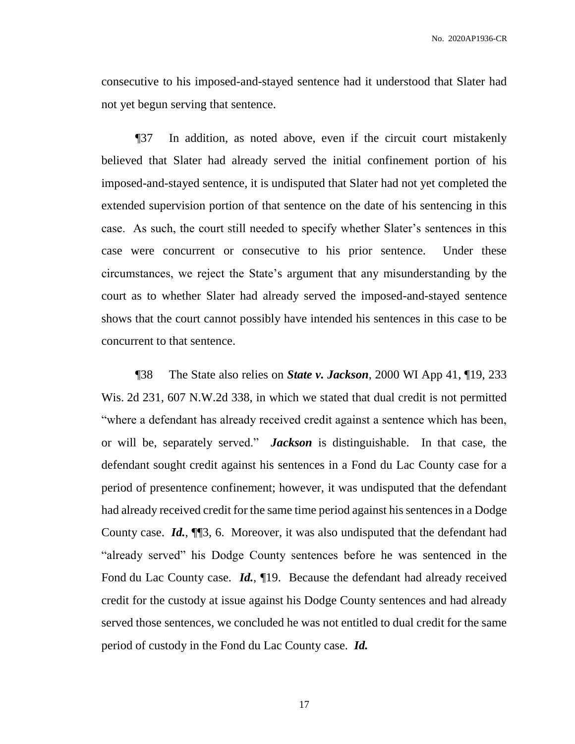consecutive to his imposed-and-stayed sentence had it understood that Slater had not yet begun serving that sentence.

¶37 In addition, as noted above, even if the circuit court mistakenly believed that Slater had already served the initial confinement portion of his imposed-and-stayed sentence, it is undisputed that Slater had not yet completed the extended supervision portion of that sentence on the date of his sentencing in this case. As such, the court still needed to specify whether Slater's sentences in this case were concurrent or consecutive to his prior sentence. Under these circumstances, we reject the State's argument that any misunderstanding by the court as to whether Slater had already served the imposed-and-stayed sentence shows that the court cannot possibly have intended his sentences in this case to be concurrent to that sentence.

¶38 The State also relies on ***State v. Jackson***, 2000 WI App 41, ¶19, 233 Wis. 2d 231, 607 N.W.2d 338, in which we stated that dual credit is not permitted "where a defendant has already received credit against a sentence which has been, or will be, separately served." ***Jackson*** is distinguishable. In that case, the defendant sought credit against his sentences in a Fond du Lac County case for a period of presentence confinement; however, it was undisputed that the defendant had already received credit for the same time period against his sentences in a Dodge County case. ***Id.***, ¶¶3, 6. Moreover, it was also undisputed that the defendant had "already served" his Dodge County sentences before he was sentenced in the Fond du Lac County case. ***Id.***, ¶19. Because the defendant had already received credit for the custody at issue against his Dodge County sentences and had already served those sentences, we concluded he was not entitled to dual credit for the same period of custody in the Fond du Lac County case. ***Id.***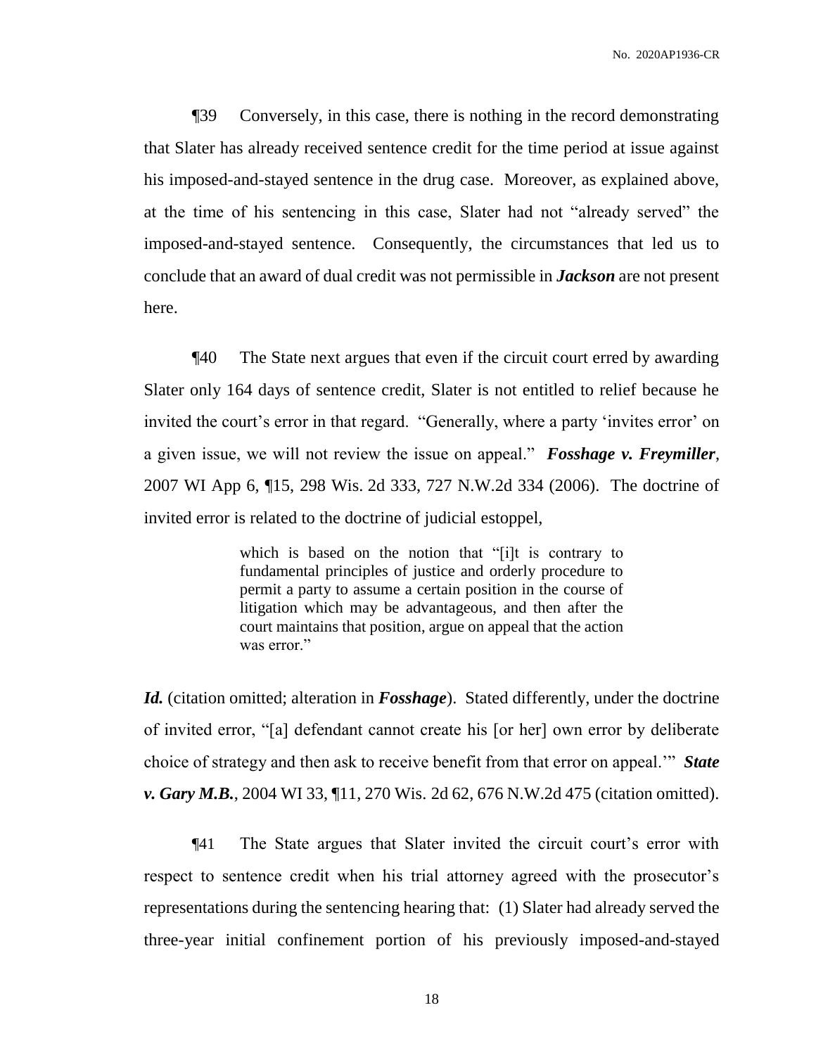¶39 Conversely, in this case, there is nothing in the record demonstrating that Slater has already received sentence credit for the time period at issue against his imposed-and-stayed sentence in the drug case. Moreover, as explained above, at the time of his sentencing in this case, Slater had not "already served" the imposed-and-stayed sentence. Consequently, the circumstances that led us to conclude that an award of dual credit was not permissible in ***Jackson*** are not present here.

¶40 The State next argues that even if the circuit court erred by awarding Slater only 164 days of sentence credit, Slater is not entitled to relief because he invited the court's error in that regard. "Generally, where a party 'invites error' on a given issue, we will not review the issue on appeal." ***Fosshage v. Freymiller***, 2007 WI App 6, ¶15, 298 Wis. 2d 333, 727 N.W.2d 334 (2006). The doctrine of invited error is related to the doctrine of judicial estoppel,

> which is based on the notion that "[i]t is contrary to fundamental principles of justice and orderly procedure to permit a party to assume a certain position in the course of litigation which may be advantageous, and then after the court maintains that position, argue on appeal that the action was error."

***Id.*** (citation omitted; alteration in ***Fosshage***). Stated differently, under the doctrine of invited error, "[a] defendant cannot create his [or her] own error by deliberate choice of strategy and then ask to receive benefit from that error on appeal.'" ***State v. Gary M.B.***, 2004 WI 33, ¶11, 270 Wis. 2d 62, 676 N.W.2d 475 (citation omitted).

¶41 The State argues that Slater invited the circuit court's error with respect to sentence credit when his trial attorney agreed with the prosecutor's representations during the sentencing hearing that: (1) Slater had already served the three-year initial confinement portion of his previously imposed-and-stayed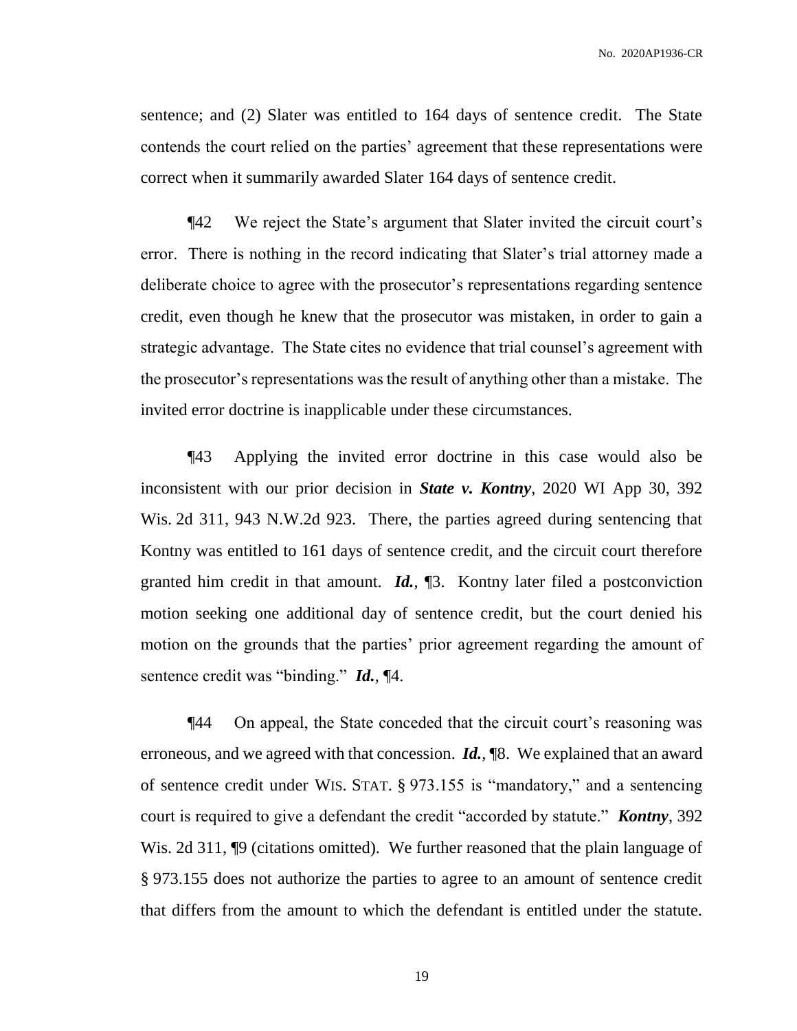sentence; and (2) Slater was entitled to 164 days of sentence credit. The State contends the court relied on the parties' agreement that these representations were correct when it summarily awarded Slater 164 days of sentence credit.

¶42 We reject the State's argument that Slater invited the circuit court's error. There is nothing in the record indicating that Slater's trial attorney made a deliberate choice to agree with the prosecutor's representations regarding sentence credit, even though he knew that the prosecutor was mistaken, in order to gain a strategic advantage. The State cites no evidence that trial counsel's agreement with the prosecutor's representations was the result of anything other than a mistake. The invited error doctrine is inapplicable under these circumstances.

¶43 Applying the invited error doctrine in this case would also be inconsistent with our prior decision in ***State v. Kontny***, 2020 WI App 30, 392 Wis. 2d 311, 943 N.W.2d 923. There, the parties agreed during sentencing that Kontny was entitled to 161 days of sentence credit, and the circuit court therefore granted him credit in that amount. ***Id.***, ¶3. Kontny later filed a postconviction motion seeking one additional day of sentence credit, but the court denied his motion on the grounds that the parties' prior agreement regarding the amount of sentence credit was "binding." ***Id.***, ¶4.

¶44 On appeal, the State conceded that the circuit court's reasoning was erroneous, and we agreed with that concession. ***Id.***, ¶8. We explained that an award of sentence credit under WIS. STAT. § 973.155 is "mandatory," and a sentencing court is required to give a defendant the credit "accorded by statute." ***Kontny***, 392 Wis. 2d 311, ¶9 (citations omitted). We further reasoned that the plain language of § 973.155 does not authorize the parties to agree to an amount of sentence credit that differs from the amount to which the defendant is entitled under the statute.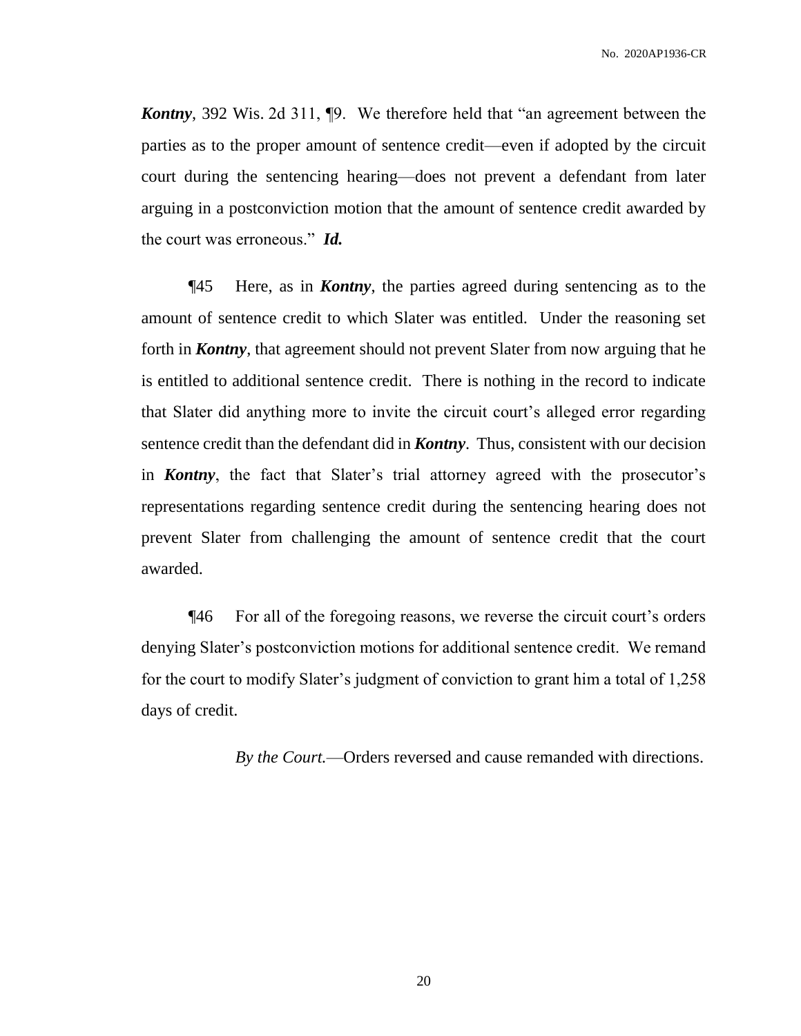***Kontny***, 392 Wis. 2d 311, ¶9. We therefore held that "an agreement between the parties as to the proper amount of sentence credit—even if adopted by the circuit court during the sentencing hearing—does not prevent a defendant from later arguing in a postconviction motion that the amount of sentence credit awarded by the court was erroneous." ***Id.***

¶45 Here, as in ***Kontny***, the parties agreed during sentencing as to the amount of sentence credit to which Slater was entitled. Under the reasoning set forth in ***Kontny***, that agreement should not prevent Slater from now arguing that he is entitled to additional sentence credit. There is nothing in the record to indicate that Slater did anything more to invite the circuit court's alleged error regarding sentence credit than the defendant did in ***Kontny***. Thus, consistent with our decision in ***Kontny***, the fact that Slater's trial attorney agreed with the prosecutor's representations regarding sentence credit during the sentencing hearing does not prevent Slater from challenging the amount of sentence credit that the court awarded.

¶46 For all of the foregoing reasons, we reverse the circuit court's orders denying Slater's postconviction motions for additional sentence credit. We remand for the court to modify Slater's judgment of conviction to grant him a total of 1,258 days of credit.

*By the Court.*—Orders reversed and cause remanded with directions.